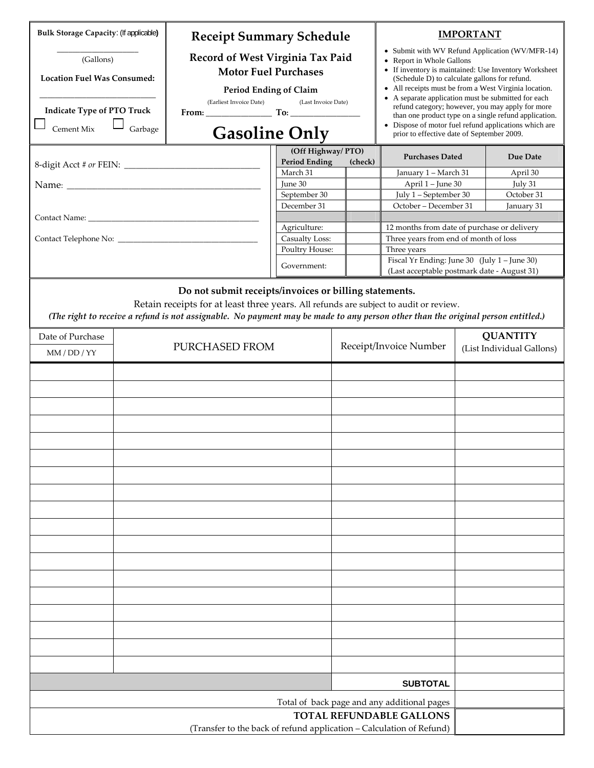**Bulk Storage Capacity**: (If applicable)

___________________ (Gallons)

**Location Fuel Was Consumed:**

___________________________

**Indicate Type of PTO Truck**

☐ Cement Mix ☐ Garbage

# Receipt Summary Schedule

## Record of West Virginia Tax Paid Motor Fuel Purchases

**Period Ending of Claim**

(Earliest Invoice Date) (Last Invoice Date)

**From:** _______________ **To:** ________________

# Gasoline Only

**IMPORTANT**

- Submit with WV Refund Application (WV/MFR-14)
- Report in Whole Gallons
- If inventory is maintained: Use Inventory Worksheet (Schedule D) to calculate gallons for refund.
- All receipts must be from a West Virginia location.
- A separate application must be submitted for each refund category; however, you may apply for more than one product type on a single refund application.
- Dispose of motor fuel refund applications which are prior to effective date of September 2009.

8-digit Acct # or FEIN: ______________________________

Name: __________________________________________

Contact Name: __________________________________________

Contact Telephone No: ___________________________________

| (Off Highway/ PTO) Period Ending | (check) | Purchases Dated | Due Date |
|---|---|---|---|
| March 31 | | January 1 – March 31 | April 30 |
| June 30 | | April 1 – June 30 | July 31 |
| September 30 | | July 1 – September 30 | October 31 |
| December 31 | | October – December 31 | January 31 |
| | | | |
| Agriculture: | | 12 months from date of purchase or delivery | |
| Casualty Loss: | | Three years from end of month of loss | |
| Poultry House: | | Three years | |
| Government: | | Fiscal Yr Ending: June 30 (July 1 – June 30) (Last acceptable postmark date - August 31) | |

**Do not submit receipts/invoices or billing statements.**

Retain receipts for at least three years. All refunds are subject to audit or review.

***(The right to receive a refund is not assignable. No payment may be made to any person other than the original person entitled.)***

| Date of Purchase MM / DD / YY | PURCHASED FROM | Receipt/Invoice Number | QUANTITY (List Individual Gallons) |
|---|---|---|---|
| | | | |
| | | | |
| | | | |
| | | | |
| | | | |
| | | | |
| | | | |
| | | | |
| | | | |
| | | | |
| | | | |
| | | | |
| | | | |
| | | | |
| | | | |
| | | | |
| | | | |
| | | | |
| | | **SUBTOTAL** | |
| | | Total of back page and any additional pages | |
| | | **TOTAL REFUNDABLE GALLONS** (Transfer to the back of refund application – Calculation of Refund) | |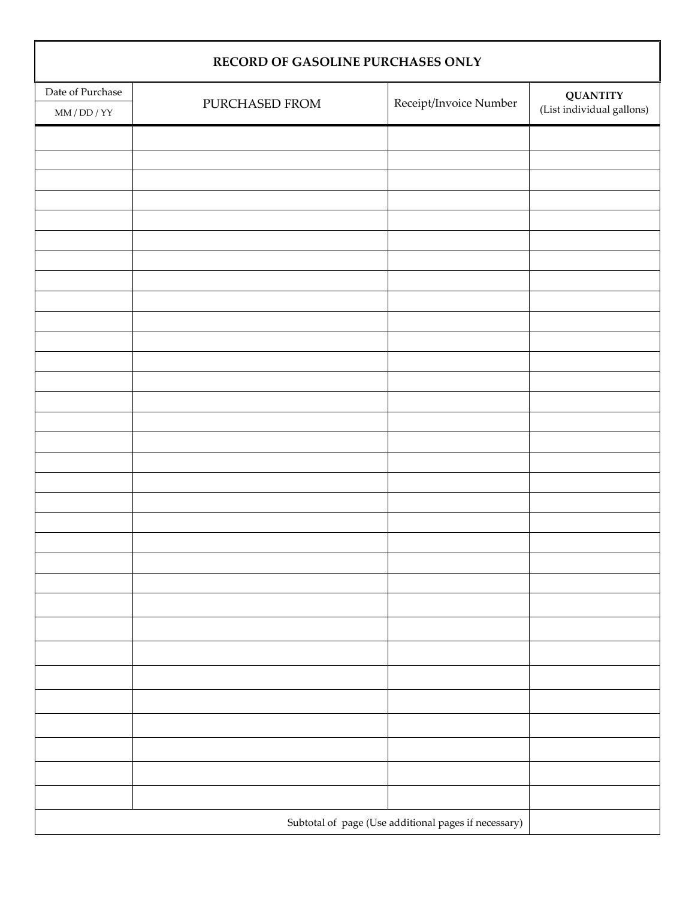# RECORD OF GASOLINE PURCHASES ONLY

| Date of Purchase MM / DD / YY | PURCHASED FROM | Receipt/Invoice Number | **QUANTITY** (List individual gallons) |
|---|---|---|---|
| | | | |
| | | | |
| | | | |
| | | | |
| | | | |
| | | | |
| | | | |
| | | | |
| | | | |
| | | | |
| | | | |
| | | | |
| | | | |
| | | | |
| | | | |
| | | | |
| | | | |
| | | | |
| | | | |
| | | | |
| | | | |
| | | | |
| | | | |
| | | | |
| | | | |
| | | | |
| | | | |
| | | | |
| | | | |
| | | | |
| | | | |
| | | | |
| | | | |
| Subtotal of page (Use additional pages if necessary) | | | |